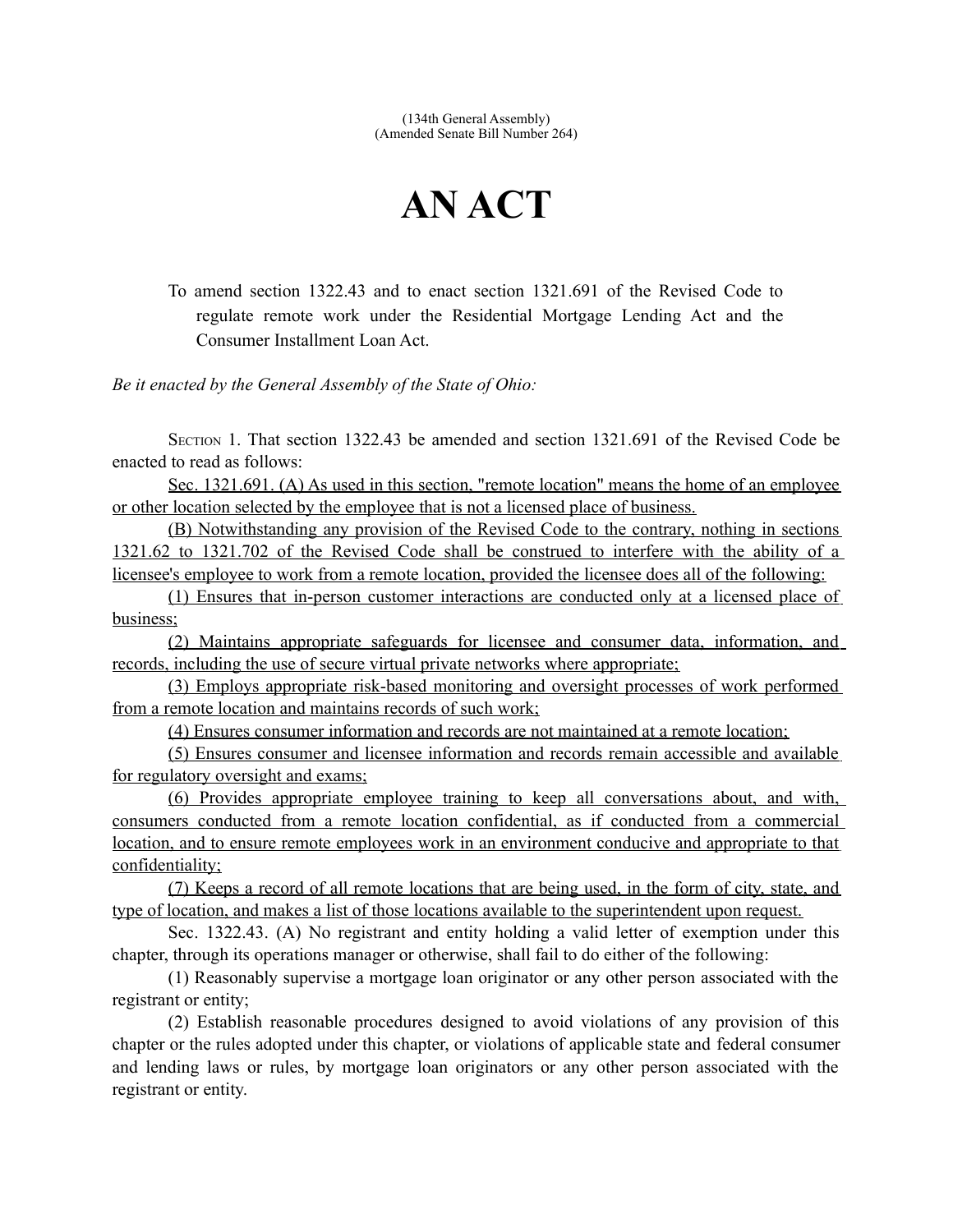(134th General Assembly)
(Amended Senate Bill Number 264)

# AN ACT

To amend section 1322.43 and to enact section 1321.691 of the Revised Code to regulate remote work under the Residential Mortgage Lending Act and the Consumer Installment Loan Act.

*Be it enacted by the General Assembly of the State of Ohio:*

SECTION 1. That section 1322.43 be amended and section 1321.691 of the Revised Code be enacted to read as follows:

Sec. 1321.691. (A) As used in this section, "remote location" means the home of an employee or other location selected by the employee that is not a licensed place of business.

(B) Notwithstanding any provision of the Revised Code to the contrary, nothing in sections 1321.62 to 1321.702 of the Revised Code shall be construed to interfere with the ability of a licensee's employee to work from a remote location, provided the licensee does all of the following:

(1) Ensures that in-person customer interactions are conducted only at a licensed place of business;

(2) Maintains appropriate safeguards for licensee and consumer data, information, and records, including the use of secure virtual private networks where appropriate;

(3) Employs appropriate risk-based monitoring and oversight processes of work performed from a remote location and maintains records of such work;

(4) Ensures consumer information and records are not maintained at a remote location;

(5) Ensures consumer and licensee information and records remain accessible and available for regulatory oversight and exams;

(6) Provides appropriate employee training to keep all conversations about, and with, consumers conducted from a remote location confidential, as if conducted from a commercial location, and to ensure remote employees work in an environment conducive and appropriate to that confidentiality;

(7) Keeps a record of all remote locations that are being used, in the form of city, state, and type of location, and makes a list of those locations available to the superintendent upon request.

Sec. 1322.43. (A) No registrant and entity holding a valid letter of exemption under this chapter, through its operations manager or otherwise, shall fail to do either of the following:

(1) Reasonably supervise a mortgage loan originator or any other person associated with the registrant or entity;

(2) Establish reasonable procedures designed to avoid violations of any provision of this chapter or the rules adopted under this chapter, or violations of applicable state and federal consumer and lending laws or rules, by mortgage loan originators or any other person associated with the registrant or entity.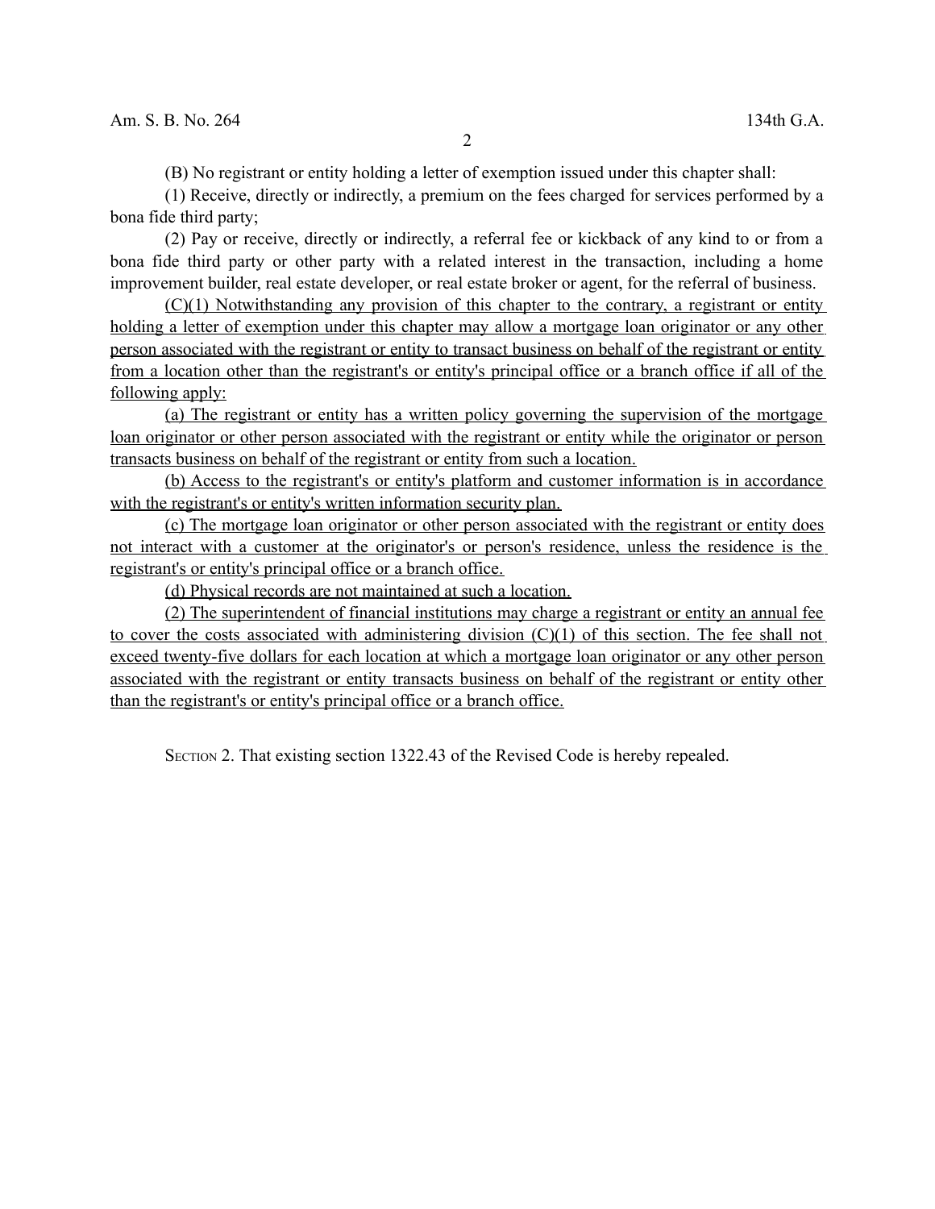(B) No registrant or entity holding a letter of exemption issued under this chapter shall:

(1) Receive, directly or indirectly, a premium on the fees charged for services performed by a bona fide third party;

(2) Pay or receive, directly or indirectly, a referral fee or kickback of any kind to or from a bona fide third party or other party with a related interest in the transaction, including a home improvement builder, real estate developer, or real estate broker or agent, for the referral of business.

<u>(C)(1) Notwithstanding any provision of this chapter to the contrary, a registrant or entity holding a letter of exemption under this chapter may allow a mortgage loan originator or any other person associated with the registrant or entity to transact business on behalf of the registrant or entity from a location other than the registrant's or entity's principal office or a branch office if all of the following apply:</u>

<u>(a) The registrant or entity has a written policy governing the supervision of the mortgage loan originator or other person associated with the registrant or entity while the originator or person transacts business on behalf of the registrant or entity from such a location.</u>

<u>(b) Access to the registrant's or entity's platform and customer information is in accordance with the registrant's or entity's written information security plan.</u>

<u>(c) The mortgage loan originator or other person associated with the registrant or entity does not interact with a customer at the originator's or person's residence, unless the residence is the registrant's or entity's principal office or a branch office.</u>

<u>(d) Physical records are not maintained at such a location.</u>

<u>(2) The superintendent of financial institutions may charge a registrant or entity an annual fee to cover the costs associated with administering division (C)(1) of this section. The fee shall not exceed twenty-five dollars for each location at which a mortgage loan originator or any other person associated with the registrant or entity transacts business on behalf of the registrant or entity other than the registrant's or entity's principal office or a branch office.</u>

SECTION 2. That existing section 1322.43 of the Revised Code is hereby repealed.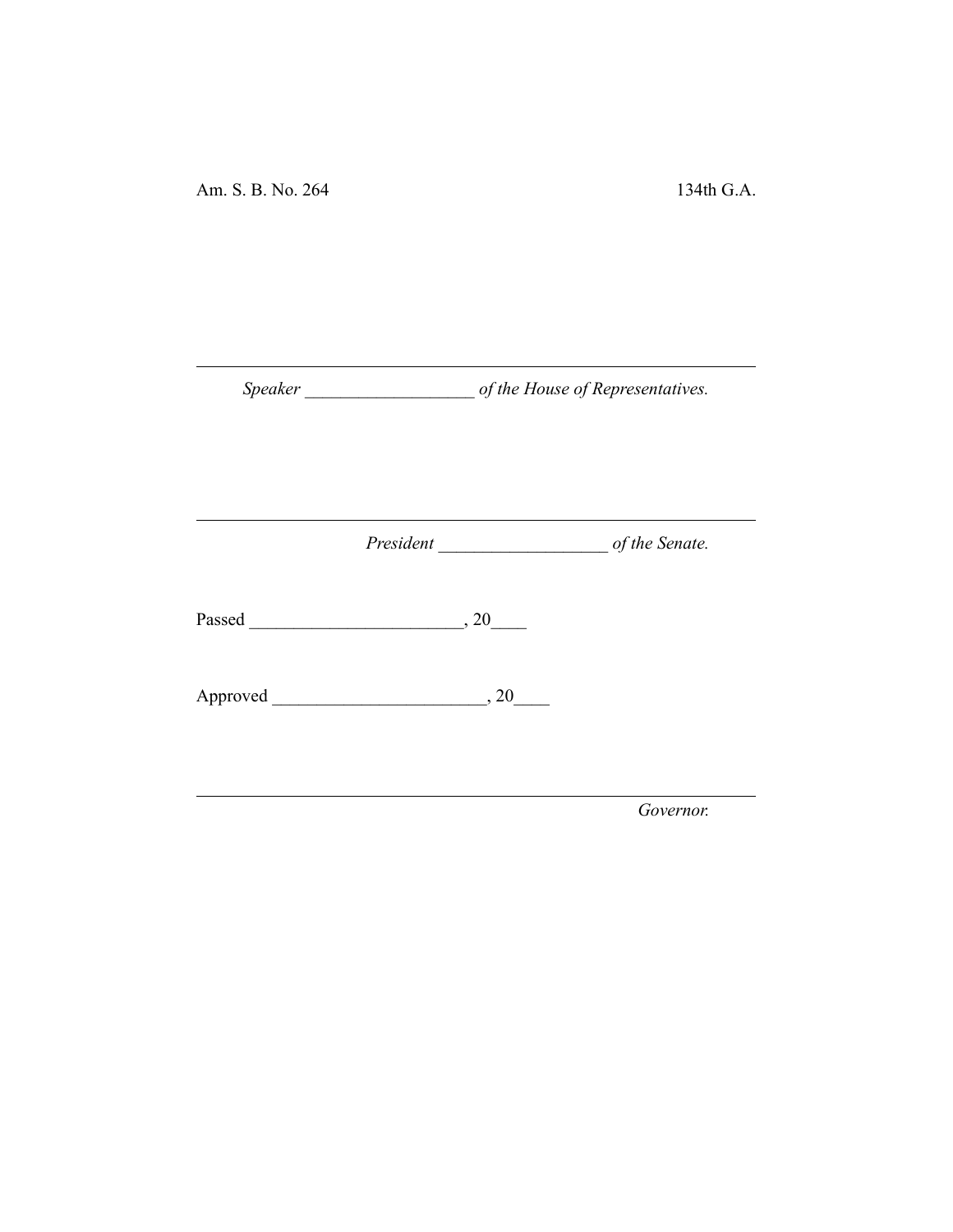Am. S. B. No. 264 134th G.A.

---

*Speaker* ___________________ *of the House of Representatives.*

---

*President* ___________________ *of the Senate.*

Passed ________________________, 20____

Approved ________________________, 20____

---

*Governor.*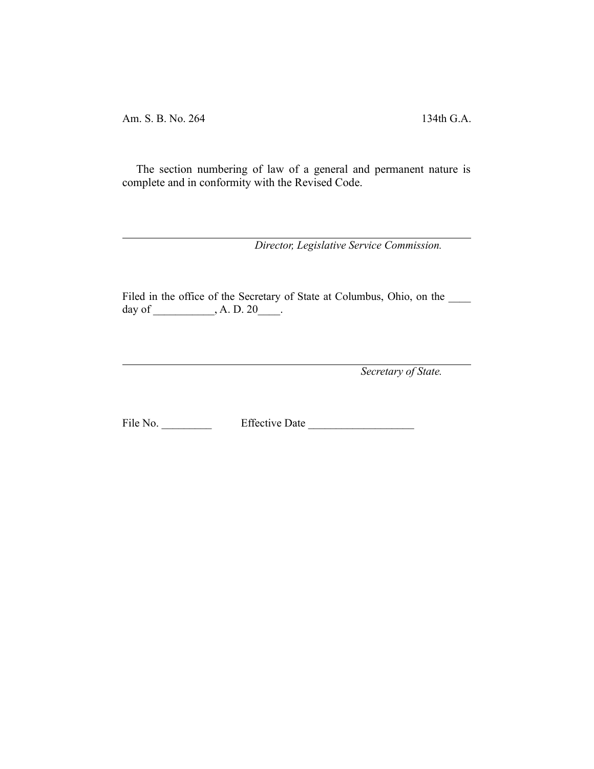Am. S. B. No. 264 134th G.A.

The section numbering of law of a general and permanent nature is complete and in conformity with the Revised Code.

______________________________________

*Director, Legislative Service Commission.*

Filed in the office of the Secretary of State at Columbus, Ohio, on the ____ day of ___________, A. D. 20____.

______________________________________

*Secretary of State.*

File No. _________ Effective Date ___________________